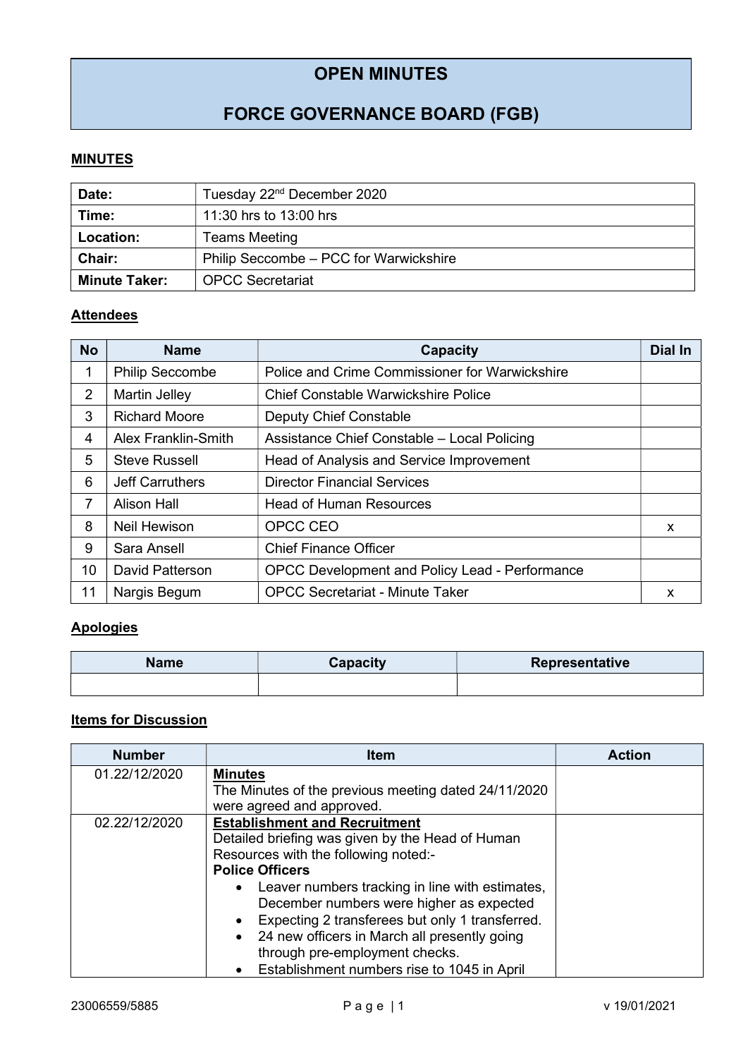# OPEN MINUTES

# FORCE GOVERNANCE BOARD (FGB)

## MINUTES

| | |
|---|---|
| **Date:** | Tuesday 22nd December 2020 |
| **Time:** | 11:30 hrs to 13:00 hrs |
| **Location:** | Teams Meeting |
| **Chair:** | Philip Seccombe – PCC for Warwickshire |
| **Minute Taker:** | OPCC Secretariat |

## Attendees

| No | Name | Capacity | Dial In |
|---|---|---|---|
| 1 | Philip Seccombe | Police and Crime Commissioner for Warwickshire | |
| 2 | Martin Jelley | Chief Constable Warwickshire Police | |
| 3 | Richard Moore | Deputy Chief Constable | |
| 4 | Alex Franklin-Smith | Assistance Chief Constable – Local Policing | |
| 5 | Steve Russell | Head of Analysis and Service Improvement | |
| 6 | Jeff Carruthers | Director Financial Services | |
| 7 | Alison Hall | Head of Human Resources | |
| 8 | Neil Hewison | OPCC CEO | x |
| 9 | Sara Ansell | Chief Finance Officer | |
| 10 | David Patterson | OPCC Development and Policy Lead - Performance | |
| 11 | Nargis Begum | OPCC Secretariat - Minute Taker | x |

## Apologies

| Name | Capacity | Representative |
|---|---|---|
| | | |

## Items for Discussion

| Number | Item | Action |
|---|---|---|
| 01.22/12/2020 | **Minutes**<br>The Minutes of the previous meeting dated 24/11/2020 were agreed and approved. | |
| 02.22/12/2020 | **Establishment and Recruitment**<br>Detailed briefing was given by the Head of Human Resources with the following noted:-<br>**Police Officers**<br>• Leaver numbers tracking in line with estimates, December numbers were higher as expected<br>• Expecting 2 transferees but only 1 transferred.<br>• 24 new officers in March all presently going through pre-employment checks.<br>• Establishment numbers rise to 1045 in April | |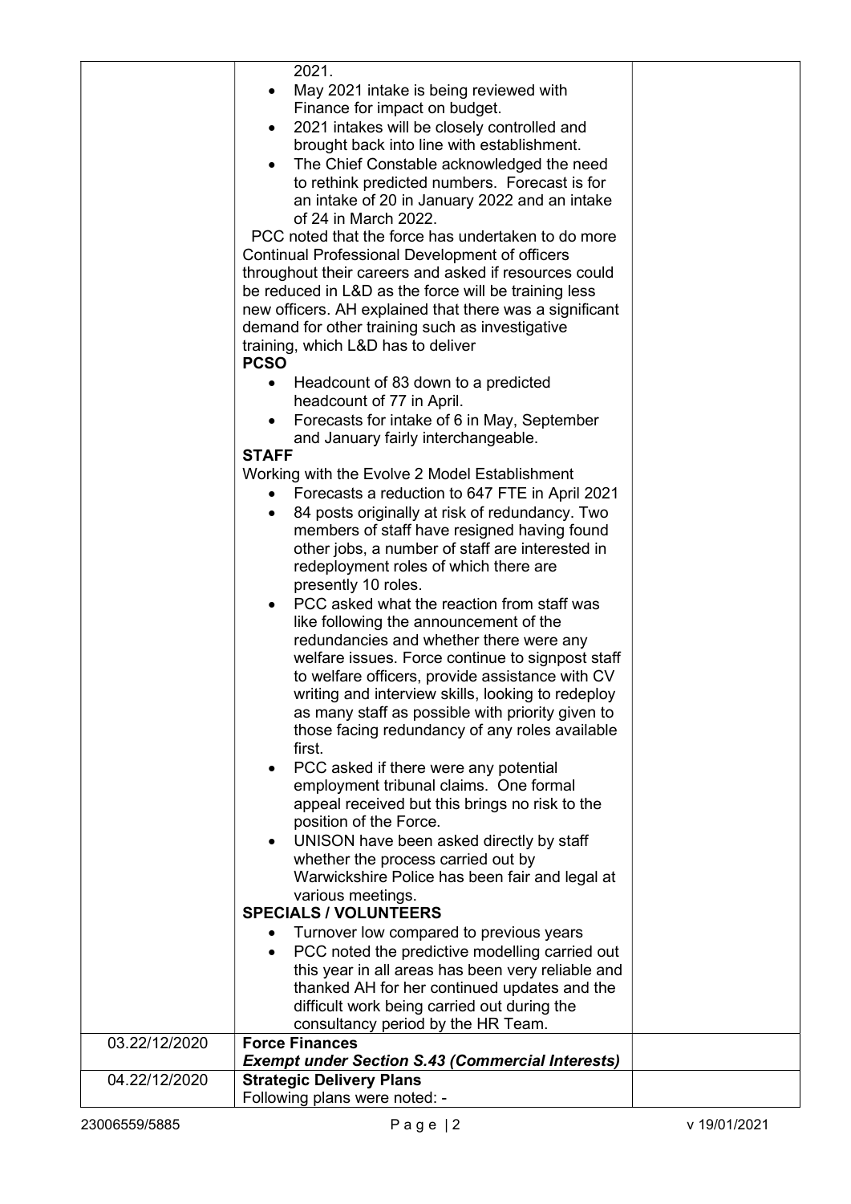| | | |
|---|---|---|
| | 2021.<br>• May 2021 intake is being reviewed with Finance for impact on budget.<br>• 2021 intakes will be closely controlled and brought back into line with establishment.<br>• The Chief Constable acknowledged the need to rethink predicted numbers. Forecast is for an intake of 20 in January 2022 and an intake of 24 in March 2022.<br>PCC noted that the force has undertaken to do more Continual Professional Development of officers throughout their careers and asked if resources could be reduced in L&D as the force will be training less new officers. AH explained that there was a significant demand for other training such as investigative training, which L&D has to deliver<br>**PCSO**<br>• Headcount of 83 down to a predicted headcount of 77 in April.<br>• Forecasts for intake of 6 in May, September and January fairly interchangeable.<br>**STAFF**<br>Working with the Evolve 2 Model Establishment<br>• Forecasts a reduction to 647 FTE in April 2021<br>• 84 posts originally at risk of redundancy. Two members of staff have resigned having found other jobs, a number of staff are interested in redeployment roles of which there are presently 10 roles.<br>• PCC asked what the reaction from staff was like following the announcement of the redundancies and whether there were any welfare issues. Force continue to signpost staff to welfare officers, provide assistance with CV writing and interview skills, looking to redeploy as many staff as possible with priority given to those facing redundancy of any roles available first.<br>• PCC asked if there were any potential employment tribunal claims. One formal appeal received but this brings no risk to the position of the Force.<br>• UNISON have been asked directly by staff whether the process carried out by Warwickshire Police has been fair and legal at various meetings.<br>**SPECIALS / VOLUNTEERS**<br>• Turnover low compared to previous years<br>• PCC noted the predictive modelling carried out this year in all areas has been very reliable and thanked AH for her continued updates and the difficult work being carried out during the consultancy period by the HR Team. | |
| 03.22/12/2020 | **Force Finances**<br>***Exempt under Section S.43 (Commercial Interests)*** | |
| 04.22/12/2020 | **Strategic Delivery Plans**<br>Following plans were noted: - | |

23006559/5885 v 19/01/2021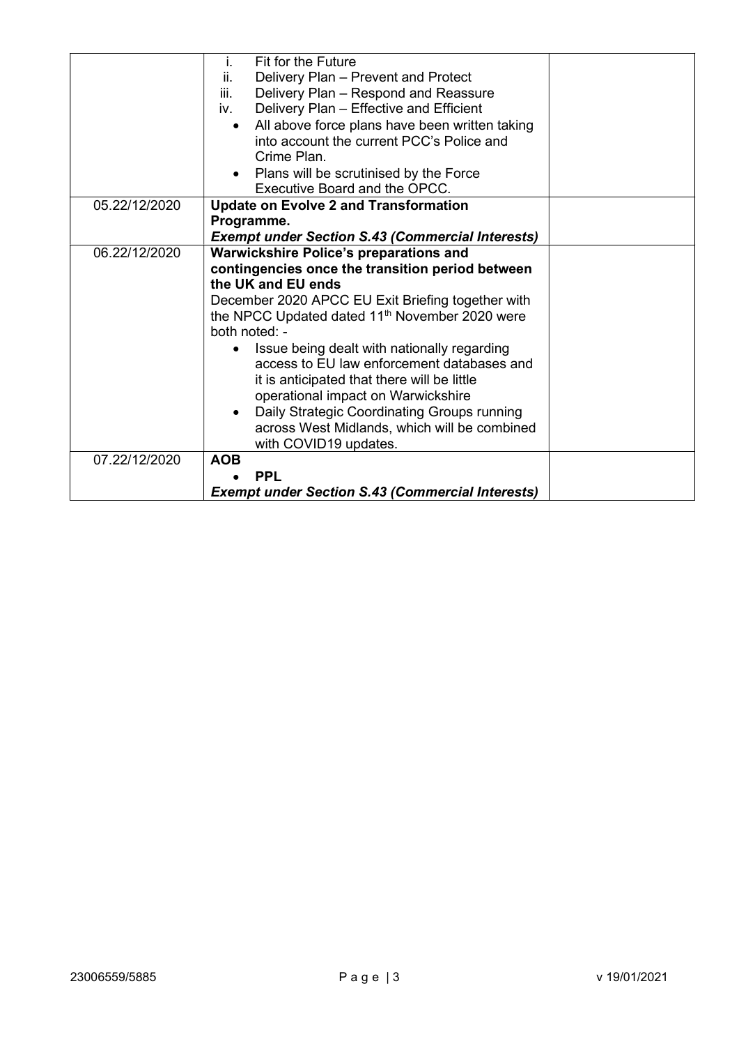| | | |
|---|---|---|
| | i. Fit for the Future<br>ii. Delivery Plan – Prevent and Protect<br>iii. Delivery Plan – Respond and Reassure<br>iv. Delivery Plan – Effective and Efficient<br>• All above force plans have been written taking into account the current PCC's Police and Crime Plan.<br>• Plans will be scrutinised by the Force Executive Board and the OPCC. | |
| 05.22/12/2020 | **Update on Evolve 2 and Transformation Programme.**<br>***Exempt under Section S.43 (Commercial Interests)*** | |
| 06.22/12/2020 | **Warwickshire Police's preparations and contingencies once the transition period between the UK and EU ends**<br>December 2020 APCC EU Exit Briefing together with the NPCC Updated dated 11th November 2020 were both noted: -<br>• Issue being dealt with nationally regarding access to EU law enforcement databases and it is anticipated that there will be little operational impact on Warwickshire<br>• Daily Strategic Coordinating Groups running across West Midlands, which will be combined with COVID19 updates. | |
| 07.22/12/2020 | **AOB**<br>• **PPL**<br>***Exempt under Section S.43 (Commercial Interests)*** | |

23006559/5885 v 19/01/2021